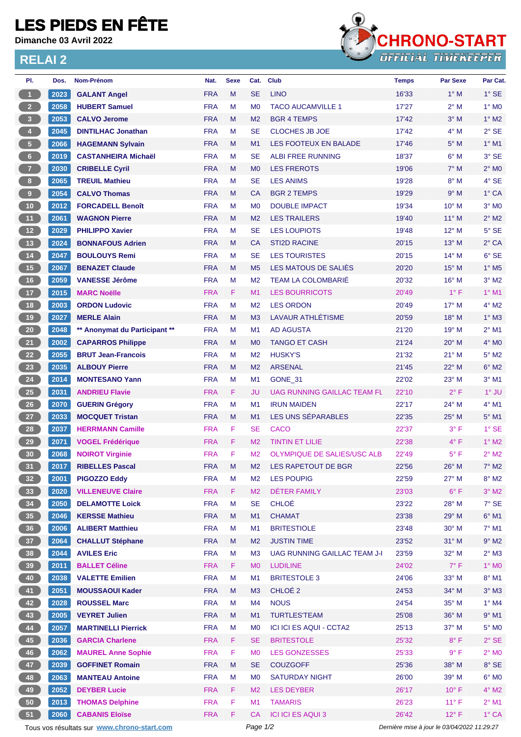# LES PIEDS EN FÊTE

**Dimanche 03 Avril 2022**

## RELAI 2

CHRONO-START
OFFICIAL TIMEKEEPER

| Pl. | Dos. | Nom-Prénom | Nat. | Sexe | Cat. | Club | Temps | Par Sexe | Par Cat. |
|---|---|---|---|---|---|---|---|---|---|
| 1 | 2023 | GALANT Angel | FRA | M | SE | LINO | 16'33 | 1° M | 1° SE |
| 2 | 2058 | HUBERT Samuel | FRA | M | M0 | TACO AUCAMVILLE 1 | 17'27 | 2° M | 1° M0 |
| 3 | 2053 | CALVO Jerome | FRA | M | M2 | BGR 4 TEMPS | 17'42 | 3° M | 1° M2 |
| 4 | 2045 | DINTILHAC Jonathan | FRA | M | SE | CLOCHES JB JOE | 17'42 | 4° M | 2° SE |
| 5 | 2066 | HAGEMANN Sylvain | FRA | M | M1 | LES FOOTEUX EN BALADE | 17'46 | 5° M | 1° M1 |
| 6 | 2019 | CASTANHEIRA Michaël | FRA | M | SE | ALBI FREE RUNNING | 18'37 | 6° M | 3° SE |
| 7 | 2030 | CRIBELLE Cyril | FRA | M | M0 | LES FREROTS | 19'06 | 7° M | 2° M0 |
| 8 | 2065 | TREUIL Mathieu | FRA | M | SE | LES ANIMS | 19'28 | 8° M | 4° SE |
| 9 | 2054 | CALVO Thomas | FRA | M | CA | BGR 2 TEMPS | 19'29 | 9° M | 1° CA |
| 10 | 2012 | FORCADELL Benoît | FRA | M | M0 | DOUBLE IMPACT | 19'34 | 10° M | 3° M0 |
| 11 | 2061 | WAGNON Pierre | FRA | M | M2 | LES TRAILERS | 19'40 | 11° M | 2° M2 |
| 12 | 2029 | PHILIPPO Xavier | FRA | M | SE | LES LOUPIOTS | 19'48 | 12° M | 5° SE |
| 13 | 2024 | BONNAFOUS Adrien | FRA | M | CA | STI2D RACINE | 20'15 | 13° M | 2° CA |
| 14 | 2047 | BOULOUYS Remi | FRA | M | SE | LES TOURISTES | 20'15 | 14° M | 6° SE |
| 15 | 2067 | BENAZET Claude | FRA | M | M5 | LES MATOUS DE SALIÈS | 20'20 | 15° M | 1° M5 |
| 16 | 2059 | VANESSE Jérôme | FRA | M | M2 | TEAM LA COLOMBARIÉ | 20'32 | 16° M | 3° M2 |
| 17 | 2015 | MARC Noëlle | FRA | F | M1 | LES BOURRICOTS | 20'49 | 1° F | 1° M1 |
| 18 | 2003 | ORDON Ludovic | FRA | M | M2 | LES ORDON | 20'49 | 17° M | 4° M2 |
| 19 | 2027 | MERLE Alain | FRA | M | M3 | LAVAUR ATHLÉTISME | 20'59 | 18° M | 1° M3 |
| 20 | 2048 | ** Anonymat du Participant ** | FRA | M | M1 | AD AGUSTA | 21'20 | 19° M | 2° M1 |
| 21 | 2002 | CAPARROS Philippe | FRA | M | M0 | TANGO ET CASH | 21'24 | 20° M | 4° M0 |
| 22 | 2055 | BRUT Jean-Francois | FRA | M | M2 | HUSKY'S | 21'32 | 21° M | 5° M2 |
| 23 | 2035 | ALBOUY Pierre | FRA | M | M2 | ARSENAL | 21'45 | 22° M | 6° M2 |
| 24 | 2014 | MONTESANO Yann | FRA | M | M1 | GONE_31 | 22'02 | 23° M | 3° M1 |
| 25 | 2031 | ANDRIEU Flavie | FRA | F | JU | UAG RUNNING GAILLAC TEAM FL | 22'10 | 2° F | 1° JU |
| 26 | 2070 | GUERIN Grégory | FRA | M | M1 | IRUN MAIDEN | 22'17 | 24° M | 4° M1 |
| 27 | 2033 | MOCQUET Tristan | FRA | M | M1 | LES UNS SÉPARABLES | 22'35 | 25° M | 5° M1 |
| 28 | 2037 | HERRMANN Camille | FRA | F | SE | CACO | 22'37 | 3° F | 1° SE |
| 29 | 2071 | VOGEL Frédérique | FRA | F | M2 | TINTIN ET LILIE | 22'38 | 4° F | 1° M2 |
| 30 | 2068 | NOIROT Virginie | FRA | F | M2 | OLYMPIQUE DE SALIES/USC ALB | 22'49 | 5° F | 2° M2 |
| 31 | 2017 | RIBELLES Pascal | FRA | M | M2 | LES RAPETOUT DE BGR | 22'56 | 26° M | 7° M2 |
| 32 | 2001 | PIGOZZO Eddy | FRA | M | M2 | LES POUPIG | 22'59 | 27° M | 8° M2 |
| 33 | 2020 | VILLENEUVE Claire | FRA | F | M2 | DÉTER FAMILY | 23'03 | 6° F | 3° M2 |
| 34 | 2050 | DELAMOTTE Loick | FRA | M | SE | CHLOÉ | 23'22 | 28° M | 7° SE |
| 35 | 2046 | KERSSE Mathieu | FRA | M | M1 | CHAMAT | 23'38 | 29° M | 6° M1 |
| 36 | 2006 | ALIBERT Matthieu | FRA | M | M1 | BRITESTIOLE | 23'48 | 30° M | 7° M1 |
| 37 | 2064 | CHALLUT Stéphane | FRA | M | M2 | JUSTIN TIME | 23'52 | 31° M | 9° M2 |
| 38 | 2044 | AVILES Eric | FRA | M | M3 | UAG RUNNING GAILLAC TEAM J-I | 23'59 | 32° M | 2° M3 |
| 39 | 2011 | BALLET Céline | FRA | F | M0 | LUDILINE | 24'02 | 7° F | 1° M0 |
| 40 | 2038 | VALETTE Emilien | FRA | M | M1 | BRITESTOLE 3 | 24'06 | 33° M | 8° M1 |
| 41 | 2051 | MOUSSAOUI Kader | FRA | M | M3 | CHLOÉ 2 | 24'53 | 34° M | 3° M3 |
| 42 | 2028 | ROUSSEL Marc | FRA | M | M4 | NOUS | 24'54 | 35° M | 1° M4 |
| 43 | 2005 | VEYRET Julien | FRA | M | M1 | TURTLES'TEAM | 25'08 | 36° M | 9° M1 |
| 44 | 2057 | MARTINELLI Pierrick | FRA | M | M0 | ICI ICI ES AQUI - CCTA2 | 25'13 | 37° M | 5° M0 |
| 45 | 2036 | GARCIA Charlene | FRA | F | SE | BRITESTOLE | 25'32 | 8° F | 2° SE |
| 46 | 2062 | MAUREL Anne Sophie | FRA | F | M0 | LES GONZESSES | 25'33 | 9° F | 2° M0 |
| 47 | 2039 | GOFFINET Romain | FRA | M | SE | COUZGOFF | 25'36 | 38° M | 8° SE |
| 48 | 2063 | MANTEAU Antoine | FRA | M | M0 | SATURDAY NIGHT | 26'00 | 39° M | 6° M0 |
| 49 | 2052 | DEYBER Lucie | FRA | F | M2 | LES DEYBER | 26'17 | 10° F | 4° M2 |
| 50 | 2013 | THOMAS Delphine | FRA | F | M1 | TAMARIS | 26'23 | 11° F | 2° M1 |
| 51 | 2060 | CABANIS Eloïse | FRA | F | CA | ICI ICI ES AQUI 3 | 26'42 | 12° F | 1° CA |

Tous vos résultats sur www.chrono-start.com

Dernière mise à jour le 03/04/2022 11:29:27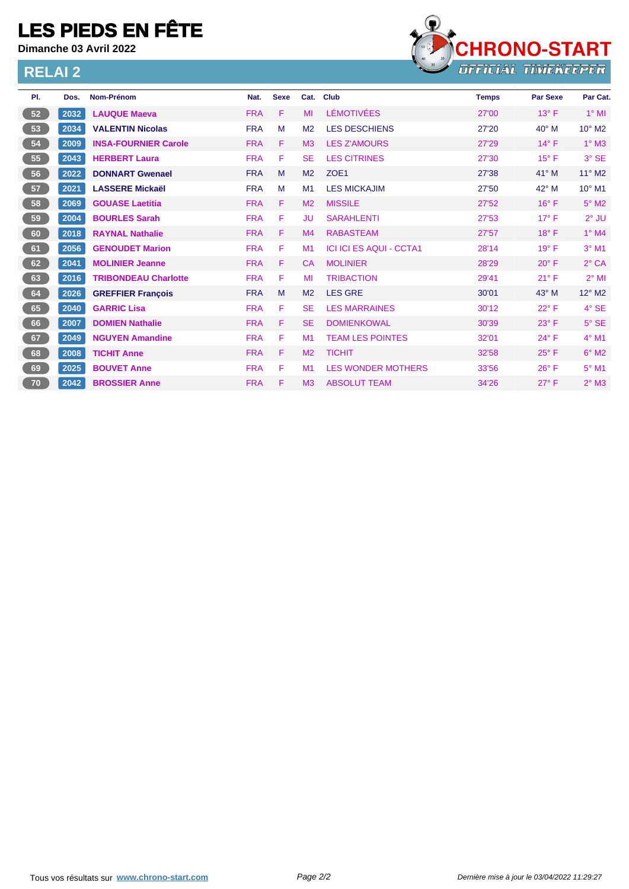# LES PIEDS EN FÊTE

**Dimanche 03 Avril 2022**

## RELAI 2

| Pl. | Dos. | Nom-Prénom | Nat. | Sexe | Cat. | Club | Temps | Par Sexe | Par Cat. |
|---|---|---|---|---|---|---|---|---|---|
| 52 | 2032 | **LAUQUE Maeva** | FRA | F | MI | LÉMOTIVÉES | 27'00 | 13° F | 1° MI |
| 53 | 2034 | **VALENTIN Nicolas** | FRA | M | M2 | LES DESCHIENS | 27'20 | 40° M | 10° M2 |
| 54 | 2009 | **INSA-FOURNIER Carole** | FRA | F | M3 | LES Z'AMOURS | 27'29 | 14° F | 1° M3 |
| 55 | 2043 | **HERBERT Laura** | FRA | F | SE | LES CITRINES | 27'30 | 15° F | 3° SE |
| 56 | 2022 | **DONNART Gwenael** | FRA | M | M2 | ZOE1 | 27'38 | 41° M | 11° M2 |
| 57 | 2021 | **LASSERE Mickaël** | FRA | M | M1 | LES MICKAJIM | 27'50 | 42° M | 10° M1 |
| 58 | 2069 | **GOUASE Laetitia** | FRA | F | M2 | MISSILE | 27'52 | 16° F | 5° M2 |
| 59 | 2004 | **BOURLES Sarah** | FRA | F | JU | SARAHLENTI | 27'53 | 17° F | 2° JU |
| 60 | 2018 | **RAYNAL Nathalie** | FRA | F | M4 | RABASTEAM | 27'57 | 18° F | 1° M4 |
| 61 | 2056 | **GENOUDET Marion** | FRA | F | M1 | ICI ICI ES AQUI - CCTA1 | 28'14 | 19° F | 3° M1 |
| 62 | 2041 | **MOLINIER Jeanne** | FRA | F | CA | MOLINIER | 28'29 | 20° F | 2° CA |
| 63 | 2016 | **TRIBONDEAU Charlotte** | FRA | F | MI | TRIBACTION | 29'41 | 21° F | 2° MI |
| 64 | 2026 | **GREFFIER François** | FRA | M | M2 | LES GRE | 30'01 | 43° M | 12° M2 |
| 65 | 2040 | **GARRIC Lisa** | FRA | F | SE | LES MARRAINES | 30'12 | 22° F | 4° SE |
| 66 | 2007 | **DOMIEN Nathalie** | FRA | F | SE | DOMIENKOWAL | 30'39 | 23° F | 5° SE |
| 67 | 2049 | **NGUYEN Amandine** | FRA | F | M1 | TEAM LES POINTES | 32'01 | 24° F | 4° M1 |
| 68 | 2008 | **TICHIT Anne** | FRA | F | M2 | TICHIT | 32'58 | 25° F | 6° M2 |
| 69 | 2025 | **BOUVET Anne** | FRA | F | M1 | LES WONDER MOTHERS | 33'56 | 26° F | 5° M1 |
| 70 | 2042 | **BROSSIER Anne** | FRA | F | M3 | ABSOLUT TEAM | 34'26 | 27° F | 2° M3 |

Tous vos résultats sur www.chrono-start.com

*Dernière mise à jour le 03/04/2022 11:29:27*